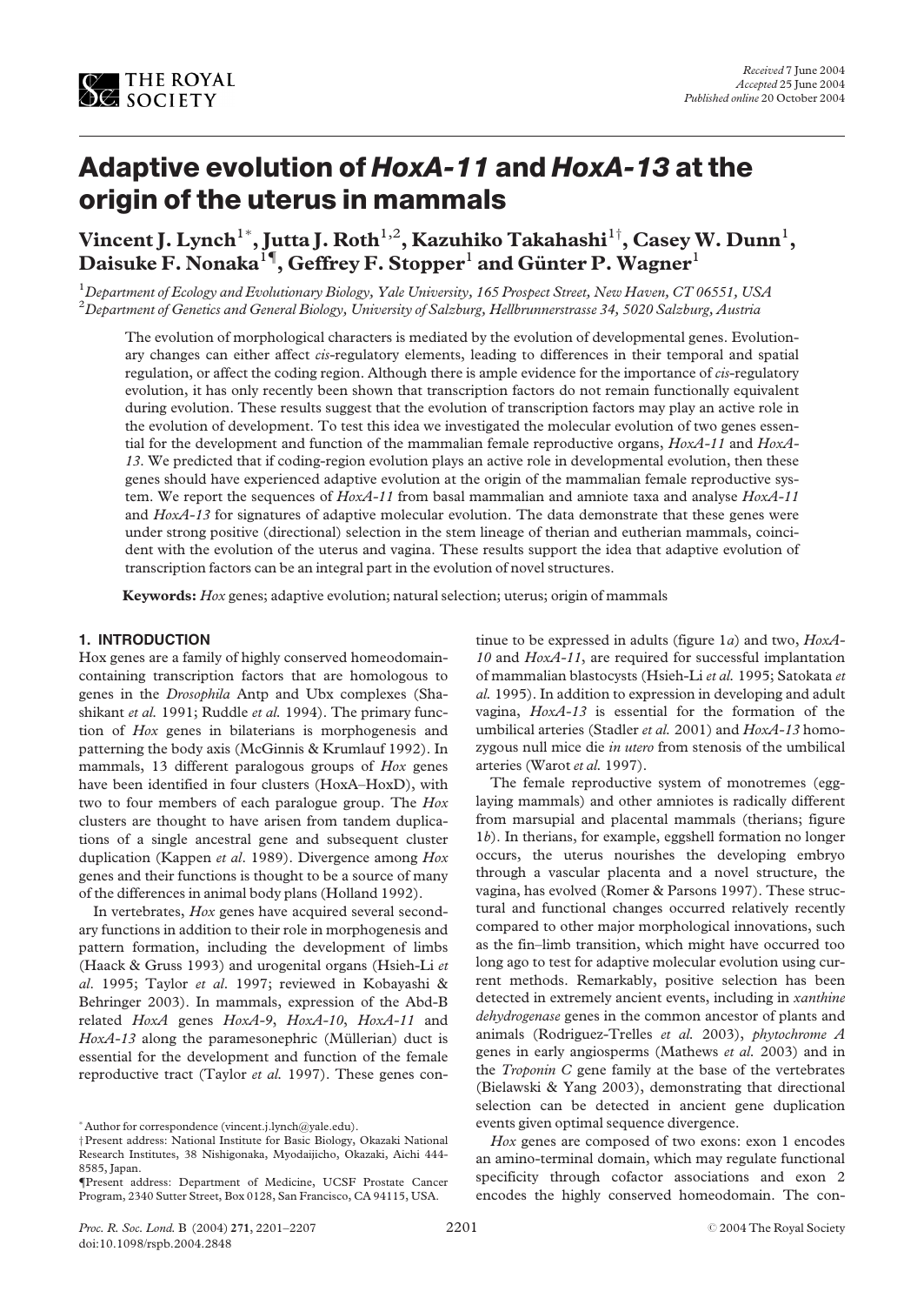Received 7 June 2004
Accepted 25 June 2004
Published online 20 October 2004

# Adaptive evolution of *HoxA-11* and *HoxA-13* at the origin of the uterus in mammals

**Vincent J. Lynch[1*], Jutta J. Roth[1,2], Kazuhiko Takahashi[1†], Casey W. Dunn[1], Daisuke F. Nonaka[1¶], Geffrey F. Stopper[1] and Günter P. Wagner[1]**

[1]*Department of Ecology and Evolutionary Biology, Yale University, 165 Prospect Street, New Haven, CT 06551, USA*
[2]*Department of Genetics and General Biology, University of Salzburg, Hellbrunnerstrasse 34, 5020 Salzburg, Austria*

The evolution of morphological characters is mediated by the evolution of developmental genes. Evolutionary changes can either affect *cis*-regulatory elements, leading to differences in their temporal and spatial regulation, or affect the coding region. Although there is ample evidence for the importance of *cis*-regulatory evolution, it has only recently been shown that transcription factors do not remain functionally equivalent during evolution. These results suggest that the evolution of transcription factors may play an active role in the evolution of development. To test this idea we investigated the molecular evolution of two genes essential for the development and function of the mammalian female reproductive organs, *HoxA-11* and *HoxA-13*. We predicted that if coding-region evolution plays an active role in developmental evolution, then these genes should have experienced adaptive evolution at the origin of the mammalian female reproductive system. We report the sequences of *HoxA-11* from basal mammalian and amniote taxa and analyse *HoxA-11* and *HoxA-13* for signatures of adaptive molecular evolution. The data demonstrate that these genes were under strong positive (directional) selection in the stem lineage of therian and eutherian mammals, coincident with the evolution of the uterus and vagina. These results support the idea that adaptive evolution of transcription factors can be an integral part in the evolution of novel structures.

**Keywords:** *Hox* genes; adaptive evolution; natural selection; uterus; origin of mammals

## 1. INTRODUCTION

Hox genes are a family of highly conserved homeodomain-containing transcription factors that are homologous to genes in the *Drosophila* Antp and Ubx complexes (Shashikant *et al.* 1991; Ruddle *et al.* 1994). The primary function of *Hox* genes in bilaterians is morphogenesis and patterning the body axis (McGinnis & Krumlauf 1992). In mammals, 13 different paralogous groups of *Hox* genes have been identified in four clusters (HoxA–HoxD), with two to four members of each paralogue group. The *Hox* clusters are thought to have arisen from tandem duplications of a single ancestral gene and subsequent cluster duplication (Kappen *et al.* 1989). Divergence among *Hox* genes and their functions is thought to be a source of many of the differences in animal body plans (Holland 1992).

In vertebrates, *Hox* genes have acquired several secondary functions in addition to their role in morphogenesis and pattern formation, including the development of limbs (Haack & Gruss 1993) and urogenital organs (Hsieh-Li *et al.* 1995; Taylor *et al.* 1997; reviewed in Kobayashi & Behringer 2003). In mammals, expression of the Abd-B related *HoxA* genes *HoxA-9*, *HoxA-10*, *HoxA-11* and *HoxA-13* along the paramesonephric (Müllerian) duct is essential for the development and function of the female reproductive tract (Taylor *et al.* 1997). These genes continue to be expressed in adults (figure 1*a*) and two, *HoxA-10* and *HoxA-11*, are required for successful implantation of mammalian blastocysts (Hsieh-Li *et al.* 1995; Satokata *et al.* 1995). In addition to expression in developing and adult vagina, *HoxA-13* is essential for the formation of the umbilical arteries (Stadler *et al.* 2001) and *HoxA-13* homozygous null mice die *in utero* from stenosis of the umbilical arteries (Warot *et al.* 1997).

The female reproductive system of monotremes (egg-laying mammals) and other amniotes is radically different from marsupial and placental mammals (therians; figure 1*b*). In therians, for example, eggshell formation no longer occurs, the uterus nourishes the developing embryo through a vascular placenta and a novel structure, the vagina, has evolved (Romer & Parsons 1997). These structural and functional changes occurred relatively recently compared to other major morphological innovations, such as the fin–limb transition, which might have occurred too long ago to test for adaptive molecular evolution using current methods. Remarkably, positive selection has been detected in extremely ancient events, including in *xanthine dehydrogenase* genes in the common ancestor of plants and animals (Rodriguez-Trelles *et al.* 2003), *phytochrome A* genes in early angiosperms (Mathews *et al.* 2003) and in the *Troponin C* gene family at the base of the vertebrates (Bielawski & Yang 2003), demonstrating that directional selection can be detected in ancient gene duplication events given optimal sequence divergence.

*Hox* genes are composed of two exons: exon 1 encodes an amino-terminal domain, which may regulate functional specificity through cofactor associations and exon 2 encodes the highly conserved homeodomain. The con-

*Author for correspondence (vincent.j.lynch@yale.edu).
†Present address: National Institute for Basic Biology, Okazaki National Research Institutes, 38 Nishigonaka, Myodaijicho, Okazaki, Aichi 444-8585, Japan.
¶Present address: Department of Medicine, UCSF Prostate Cancer Program, 2340 Sutter Street, Box 0128, San Francisco, CA 94115, USA.

doi:10.1098/rspb.2004.2848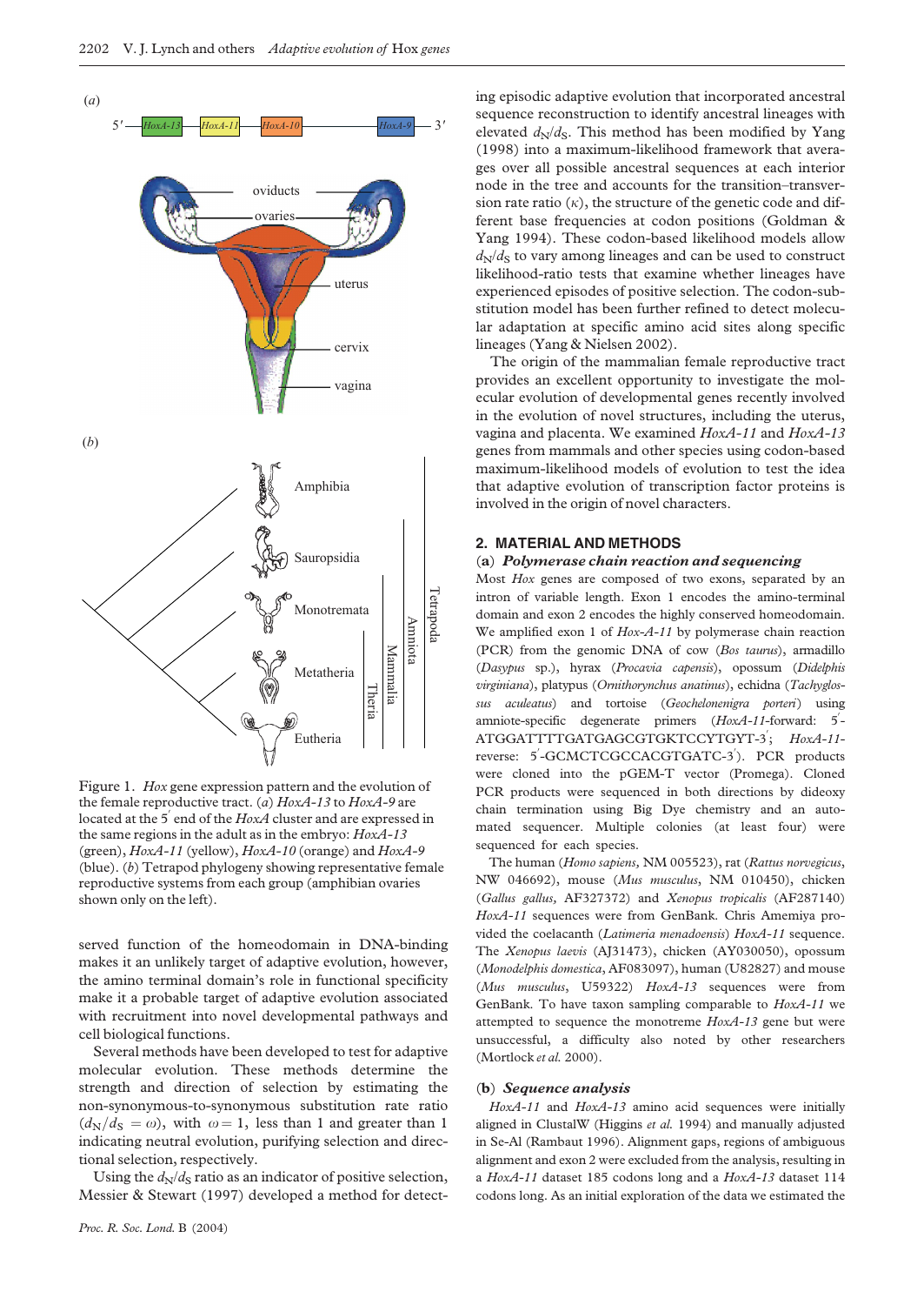Figure 1. *Hox* gene expression pattern and the evolution of the female reproductive tract. (*a*) *HoxA-13* to *HoxA-9* are located at the 5′ end of the *HoxA* cluster and are expressed in the same regions in the adult as in the embryo: *HoxA-13* (green), *HoxA-11* (yellow), *HoxA-10* (orange) and *HoxA-9* (blue). (*b*) Tetrapod phylogeny showing representative female reproductive systems from each group (amphibian ovaries shown only on the left).

served function of the homeodomain in DNA-binding makes it an unlikely target of adaptive evolution, however, the amino terminal domain's role in functional specificity make it a probable target of adaptive evolution associated with recruitment into novel developmental pathways and cell biological functions.

Several methods have been developed to test for adaptive molecular evolution. These methods determine the strength and direction of selection by estimating the non-synonymous-to-synonymous substitution rate ratio ($d_N/d_S = \omega$), with $\omega = 1$, less than 1 and greater than 1 indicating neutral evolution, purifying selection and directional selection, respectively.

Using the $d_N/d_S$ ratio as an indicator of positive selection, Messier & Stewart (1997) developed a method for detecting episodic adaptive evolution that incorporated ancestral sequence reconstruction to identify ancestral lineages with elevated $d_N/d_S$. This method has been modified by Yang (1998) into a maximum-likelihood framework that averages over all possible ancestral sequences at each interior node in the tree and accounts for the transition–transversion rate ratio ($\kappa$), the structure of the genetic code and different base frequencies at codon positions (Goldman & Yang 1994). These codon-based likelihood models allow $d_N/d_S$ to vary among lineages and can be used to construct likelihood-ratio tests that examine whether lineages have experienced episodes of positive selection. The codon-substitution model has been further refined to detect molecular adaptation at specific amino acid sites along specific lineages (Yang & Nielsen 2002).

The origin of the mammalian female reproductive tract provides an excellent opportunity to investigate the molecular evolution of developmental genes recently involved in the evolution of novel structures, including the uterus, vagina and placenta. We examined *HoxA-11* and *HoxA-13* genes from mammals and other species using codon-based maximum-likelihood models of evolution to test the idea that adaptive evolution of transcription factor proteins is involved in the origin of novel characters.

## 2. MATERIAL AND METHODS

### (a) *Polymerase chain reaction and sequencing*

Most *Hox* genes are composed of two exons, separated by an intron of variable length. Exon 1 encodes the amino-terminal domain and exon 2 encodes the highly conserved homeodomain. We amplified exon 1 of *Hox-A-11* by polymerase chain reaction (PCR) from the genomic DNA of cow (*Bos taurus*), armadillo (*Dasypus* sp.), hyrax (*Procavia capensis*), opossum (*Didelphis virginiana*), platypus (*Ornithorynchus anatinus*), echidna (*Tachyglossus aculeatus*) and tortoise (*Geochelonenigra porteri*) using amniote-specific degenerate primers (*HoxA-11*-forward: 5′-ATGGATTTTGATGAGCGTGKTCCYTGYT-3′; *HoxA-11*-reverse: 5′-GCMCTCGCCACGTGATC-3′). PCR products were cloned into the pGEM-T vector (Promega). Cloned PCR products were sequenced in both directions by dideoxy chain termination using Big Dye chemistry and an automated sequencer. Multiple colonies (at least four) were sequenced for each species.

The human (*Homo sapiens*, NM 005523), rat (*Rattus norvegicus*, NW 046692), mouse (*Mus musculus*, NM 010450), chicken (*Gallus gallus*, AF327372) and *Xenopus tropicalis* (AF287140) *HoxA-11* sequences were from GenBank. Chris Amemiya provided the coelacanth (*Latimeria menadoensis*) *HoxA-11* sequence. The *Xenopus laevis* (AJ31473), chicken (AY030050), opossum (*Monodelphis domestica*, AF083097), human (U82827) and mouse (*Mus musculus*, U59322) *HoxA-13* sequences were from GenBank. To have taxon sampling comparable to *HoxA-11* we attempted to sequence the monotreme *HoxA-13* gene but were unsuccessful, a difficulty also noted by other researchers (Mortlock *et al.* 2000).

### (b) *Sequence analysis*

*HoxA-11* and *HoxA-13* amino acid sequences were initially aligned in ClustalW (Higgins *et al.* 1994) and manually adjusted in Se-Al (Rambaut 1996). Alignment gaps, regions of ambiguous alignment and exon 2 were excluded from the analysis, resulting in a *HoxA-11* dataset 185 codons long and a *HoxA-13* dataset 114 codons long. As an initial exploration of the data we estimated the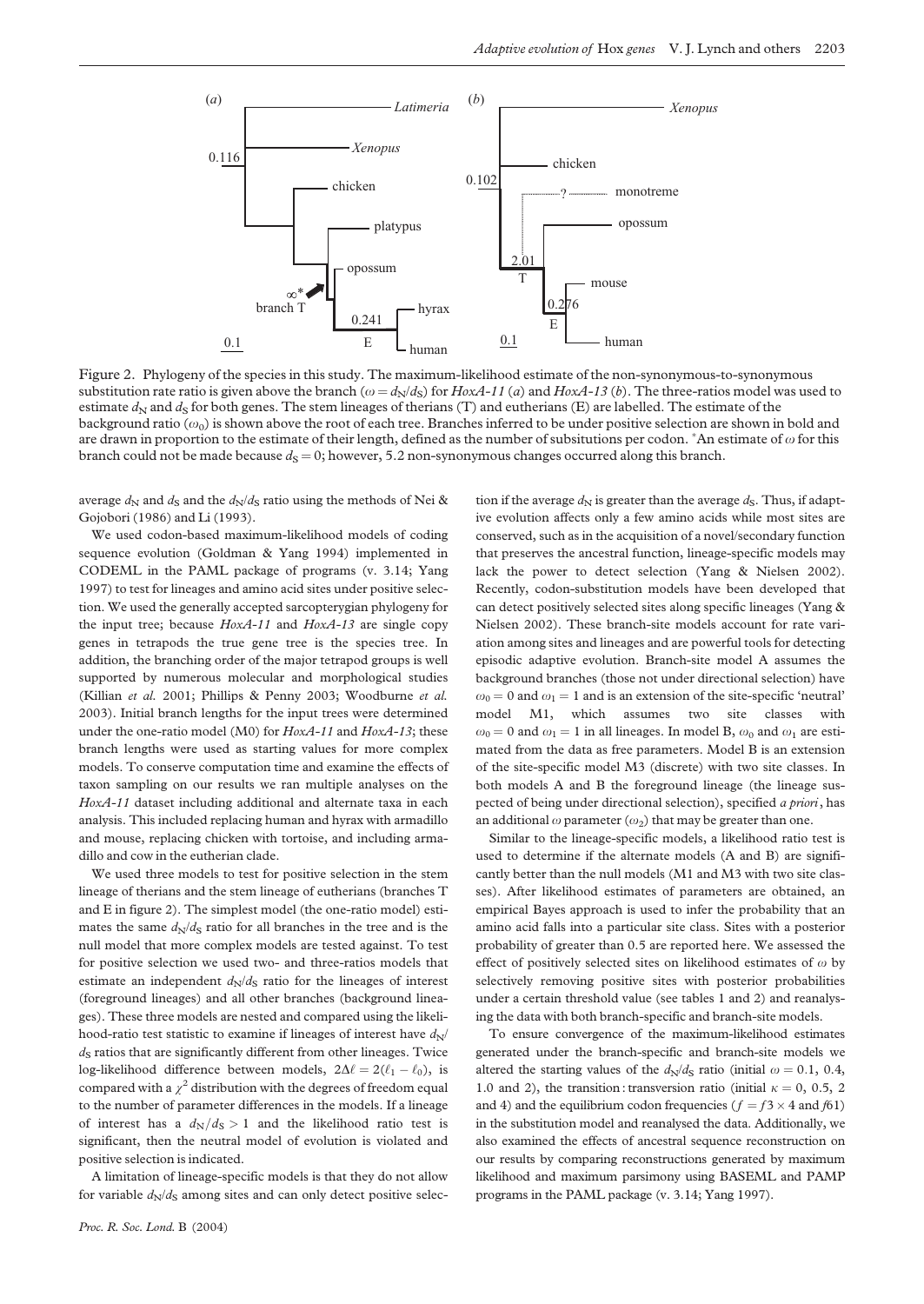Figure 2. Phylogeny of the species in this study. The maximum-likelihood estimate of the non-synonymous-to-synonymous substitution rate ratio is given above the branch ($\omega = d_N/d_S$) for *HoxA-11* (*a*) and *HoxA-13* (*b*). The three-ratios model was used to estimate $d_N$ and $d_S$ for both genes. The stem lineages of therians (T) and eutherians (E) are labelled. The estimate of the background ratio ($\omega_0$) is shown above the root of each tree. Branches inferred to be under positive selection are shown in bold and are drawn in proportion to the estimate of their length, defined as the number of subsitutions per codon. *An estimate of $\omega$ for this branch could not be made because $d_S = 0$; however, 5.2 non-synonymous changes occurred along this branch.

average $d_N$ and $d_S$ and the $d_N/d_S$ ratio using the methods of Nei & Gojobori (1986) and Li (1993).

We used codon-based maximum-likelihood models of coding sequence evolution (Goldman & Yang 1994) implemented in CODEML in the PAML package of programs (v. 3.14; Yang 1997) to test for lineages and amino acid sites under positive selection. We used the generally accepted sarcopterygian phylogeny for the input tree; because *HoxA-11* and *HoxA-13* are single copy genes in tetrapods the true gene tree is the species tree. In addition, the branching order of the major tetrapod groups is well supported by numerous molecular and morphological studies (Killian *et al.* 2001; Phillips & Penny 2003; Woodburne *et al.* 2003). Initial branch lengths for the input trees were determined under the one-ratio model (M0) for *HoxA-11* and *HoxA-13*; these branch lengths were used as starting values for more complex models. To conserve computation time and examine the effects of taxon sampling on our results we ran multiple analyses on the *HoxA-11* dataset including additional and alternate taxa in each analysis. This included replacing human and hyrax with armadillo and mouse, replacing chicken with tortoise, and including armadillo and cow in the eutherian clade.

We used three models to test for positive selection in the stem lineage of therians and the stem lineage of eutherians (branches T and E in figure 2). The simplest model (the one-ratio model) estimates the same $d_N/d_S$ ratio for all branches in the tree and is the null model that more complex models are tested against. To test for positive selection we used two- and three-ratios models that estimate an independent $d_N/d_S$ ratio for the lineages of interest (foreground lineages) and all other branches (background lineages). These three models are nested and compared using the likelihood-ratio test statistic to examine if lineages of interest have $d_N/d_S$ ratios that are significantly different from other lineages. Twice log-likelihood difference between models, $2\Delta\ell = 2(\ell_1 - \ell_0)$, is compared with a $\chi^2$ distribution with the degrees of freedom equal to the number of parameter differences in the models. If a lineage of interest has a $d_N/d_S > 1$ and the likelihood ratio test is significant, then the neutral model of evolution is violated and positive selection is indicated.

A limitation of lineage-specific models is that they do not allow for variable $d_N/d_S$ among sites and can only detect positive selection if the average $d_N$ is greater than the average $d_S$. Thus, if adaptive evolution affects only a few amino acids while most sites are conserved, such as in the acquisition of a novel/secondary function that preserves the ancestral function, lineage-specific models may lack the power to detect selection (Yang & Nielsen 2002). Recently, codon-substitution models have been developed that can detect positively selected sites along specific lineages (Yang & Nielsen 2002). These branch-site models account for rate variation among sites and lineages and are powerful tools for detecting episodic adaptive evolution. Branch-site model A assumes the background branches (those not under directional selection) have $\omega_0 = 0$ and $\omega_1 = 1$ and is an extension of the site-specific 'neutral' model M1, which assumes two site classes with $\omega_0 = 0$ and $\omega_1 = 1$ in all lineages. In model B, $\omega_0$ and $\omega_1$ are estimated from the data as free parameters. Model B is an extension of the site-specific model M3 (discrete) with two site classes. In both models A and B the foreground lineage (the lineage suspected of being under directional selection), specified *a priori*, has an additional $\omega$ parameter ($\omega_2$) that may be greater than one.

Similar to the lineage-specific models, a likelihood ratio test is used to determine if the alternate models (A and B) are significantly better than the null models (M1 and M3 with two site classes). After likelihood estimates of parameters are obtained, an empirical Bayes approach is used to infer the probability that an amino acid falls into a particular site class. Sites with a posterior probability of greater than 0.5 are reported here. We assessed the effect of positively selected sites on likelihood estimates of $\omega$ by selectively removing positive sites with posterior probabilities under a certain threshold value (see tables 1 and 2) and reanalysing the data with both branch-specific and branch-site models.

To ensure convergence of the maximum-likelihood estimates generated under the branch-specific and branch-site models we altered the starting values of the $d_N/d_S$ ratio (initial $\omega = 0.1$, 0.4, 1.0 and 2), the transition : transversion ratio (initial $\kappa = 0$, 0.5, 2 and 4) and the equilibrium codon frequencies ($f = f3 \times 4$ and $f61$) in the substitution model and reanalysed the data. Additionally, we also examined the effects of ancestral sequence reconstruction on our results by comparing reconstructions generated by maximum likelihood and maximum parsimony using BASEML and PAMP programs in the PAML package (v. 3.14; Yang 1997).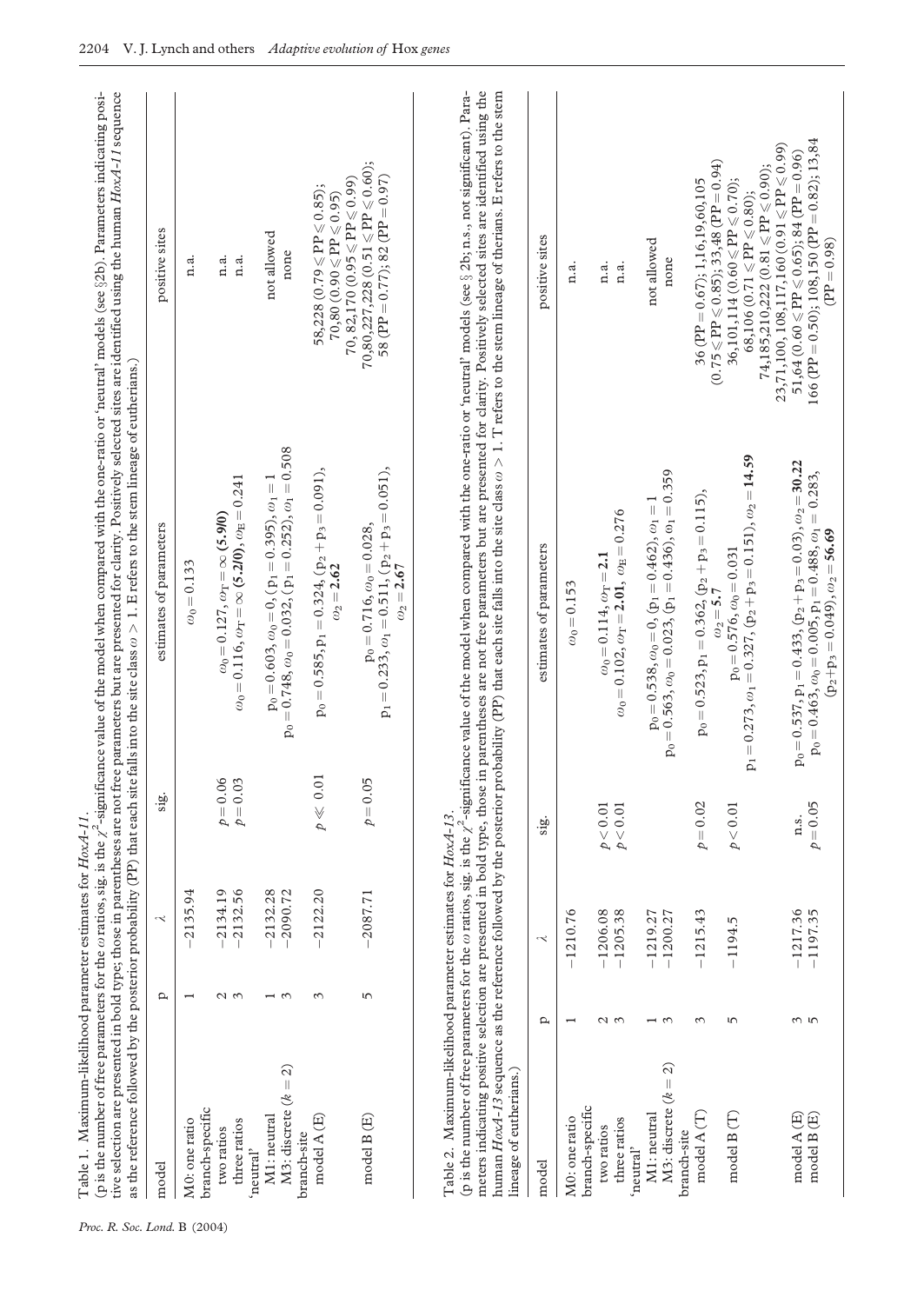Table 1. Maximum-likelihood parameter estimates for *HoxA-11*.

(p is the number of free parameters for the ω ratios, sig. is the $\chi^2$-significance value of the model when compared with the one-ratio or 'neutral' models (see §2b). Parameters indicating positive selection are presented in bold type; those in parentheses are not free parameters but are presented for clarity. Positively selected sites are identified using the human *HoxA-11* sequence as the reference followed by the posterior probability (PP) that each site falls into the site class $\omega > 1$. E refers to the stem lineage of eutherians.)

| model | p | λ | sig. | estimates of parameters | positive sites |
|---|---|---|---|---|---|
| M0: one ratio | 1 | −2135.94 | | $\omega_0 = 0.133$ | n.a. |
| branch-specific | | | | | |
| two ratios | 2 | −2134.19 | $p = 0.06$ | $\omega_0 = 0.127$, $\omega_T = \infty$ **(5.9/0)** | n.a. |
| three ratios | 3 | −2132.56 | $p = 0.03$ | $\omega_0 = 0.116$, $\omega_T = \infty$ **(5.2/0)**, $\omega_E = 0.241$ | n.a. |
| 'neutral' | | | | | |
| M1: neutral | 1 | −2132.28 | | $p_0 = 0.603$, $\omega_0 = 0$, $(p_1 = 0.395)$, $\omega_1 = 1$ | not allowed |
| M3: discrete ($k = 2$) | 3 | −2090.72 | | $p_0 = 0.748$, $\omega_0 = 0.032$, $(p_1 = 0.252)$, $\omega_1 = 0.508$ | none |
| branch-site | | | | | |
| model A (E) | 3 | −2122.20 | $p \ll 0.01$ | $p_0 = 0.585$, $p_1 = 0.324$, $(p_2 + p_3 = 0.091)$, $\omega_2 =$ **2.62** | 58,228 ($0.79 \leq PP \leq 0.85$); 70,80 ($0.90 \leq PP \leq 0.95$) 70, 82,170 ($0.95 \leq PP \leq 0.99$) |
| model B (E) | 5 | −2087.71 | $p = 0.05$ | $p_0 = 0.716$, $\omega_0 = 0.028$, $p_1 = 0.233$, $\omega_1 = 0.511$, $(p_2 + p_3 = 0.051)$, $\omega_2 =$ **2.67** | 70,80,227,228 ($0.51 \leq PP \leq 0.60$); 58 ($PP = 0.77$); 82 ($PP = 0.97$) |

Table 2. Maximum-likelihood parameter estimates for *HoxA-13*.

(p is the number of free parameters for the ω ratios, sig. is the $\chi^2$-significance value of the model when compared with the one-ratio or 'neutral' models (see § 2b; n.s., not significant). Parameters indicating positive selection are presented in bold type, those in parentheses are not free parameters but are presented for clarity. Positively selected sites are identified using the human *HoxA-13* sequence as the reference followed by the posterior probability (PP) that each site falls into the site class $\omega > 1$. T refers to the stem lineage of therians. E refers to the stem lineage of eutherians.)

| model | p | λ | sig. | estimates of parameters | positive sites |
|---|---|---|---|---|---|
| M0: one ratio | 1 | −1210.76 | | $\omega_0 = 0.153$ | n.a. |
| branch-specific | | | | | |
| two ratios | 2 | −1206.08 | $p < 0.01$ | $\omega_0 = 0.114$, $\omega_T =$ **2.1** | n.a. |
| three ratios | 3 | −1205.38 | $p < 0.01$ | $\omega_0 = 0.102$, $\omega_T =$ **2.01**, $\omega_E = 0.276$ | n.a. |
| 'neutral' | | | | | |
| M1: neutral | 1 | −1219.27 | | $p_0 = 0.538$, $\omega_0 = 0$, $(p_1 = 0.462)$, $\omega_1 = 1$ | not allowed |
| M3: discrete ($k = 2$) | 3 | −1200.27 | | $p_0 = 0.563$, $\omega_0 = 0.023$, $(p_1 = 0.436)$, $\omega_1 = 0.359$ | none |
| branch-site | | | | | |
| model A (T) | 3 | −1215.43 | $p = 0.02$ | $p_0 = 0.523$, $p_1 = 0.362$, $(p_2 + p_3 = 0.115)$, $\omega_2 =$ **5.7** | 36 ($PP = 0.67$); 1,16,19,60,105 ($0.75 \leq PP \leq 0.85$); 33,48 ($PP = 0.94$) |
| model B (T) | 5 | −1194.5 | $p < 0.01$ | $p_0 = 0.576$, $\omega_0 = 0.031$, $p_1 = 0.273$, $\omega_1 = 0.327$, $(p_2 + p_3 = 0.151)$, $\omega_2 =$ **14.59** | 36,101,114 ($0.60 \leq PP \leq 0.70$); 68,106 ($0.71 \leq PP \leq 0.80$); 74,185,210,222 ($0.81 \leq PP \leq 0.90$); 23,71,100, 108,117,160 ($0.91 \leq PP \leq 0.99$) |
| model A (E) | 3 | −1217.36 | n.s. | $p_0 = 0.537$, $p_1 = 0.433$, $(p_2 + p_3 = 0.03)$, $\omega_2 =$ **30.22** | 51,64 ($0.60 \leq PP \leq 0.65$); 84 ($PP = 0.96$) |
| model B (E) | 5 | −1197.35 | $p = 0.05$ | $p_0 = 0.463$, $\omega_0 = 0.005$, $p_1 = 0.488$, $\omega_1 = 0.283$, $(p_2 + p_3 = 0.049)$, $\omega_2 =$ **56.69** | 166 ($PP = 0.50$); 108,150 ($PP = 0.82$); 13,84 ($PP = 0.98$) |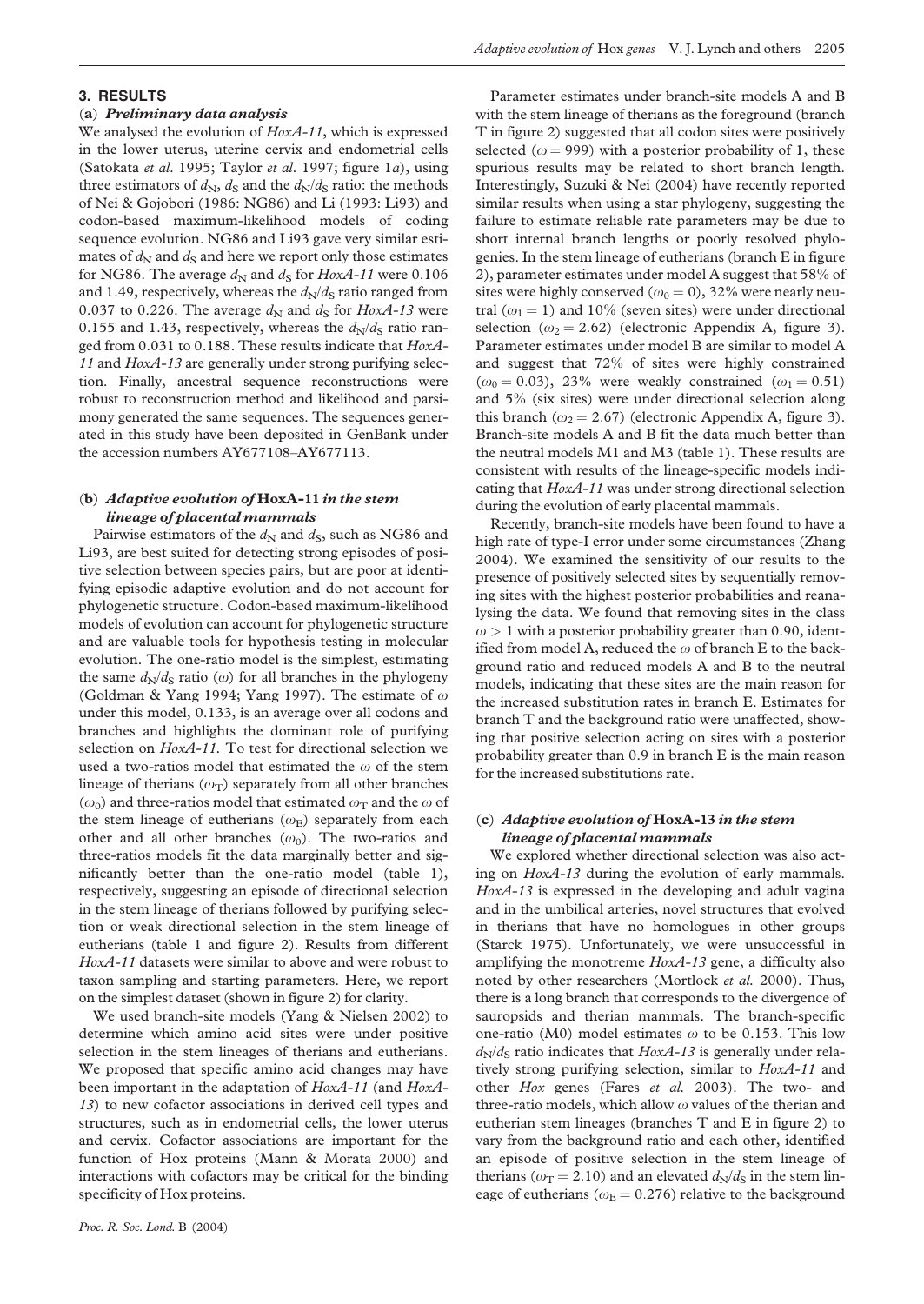## 3. RESULTS

### (a) *Preliminary data analysis*

We analysed the evolution of *HoxA-11*, which is expressed in the lower uterus, uterine cervix and endometrial cells (Satokata *et al.* 1995; Taylor *et al.* 1997; figure 1*a*), using three estimators of $d_N$, $d_S$ and the $d_N/d_S$ ratio: the methods of Nei & Gojobori (1986: NG86) and Li (1993: Li93) and codon-based maximum-likelihood models of coding sequence evolution. NG86 and Li93 gave very similar estimates of $d_N$ and $d_S$ and here we report only those estimates for NG86. The average $d_N$ and $d_S$ for *HoxA-11* were 0.106 and 1.49, respectively, whereas the $d_N/d_S$ ratio ranged from 0.037 to 0.226. The average $d_N$ and $d_S$ for *HoxA-13* were 0.155 and 1.43, respectively, whereas the $d_N/d_S$ ratio ranged from 0.031 to 0.188. These results indicate that *HoxA-11* and *HoxA-13* are generally under strong purifying selection. Finally, ancestral sequence reconstructions were robust to reconstruction method and likelihood and parsimony generated the same sequences. The sequences generated in this study have been deposited in GenBank under the accession numbers AY677108–AY677113.

### (b) *Adaptive evolution of* HoxA-11 *in the stem lineage of placental mammals*

Pairwise estimators of the $d_N$ and $d_S$, such as NG86 and Li93, are best suited for detecting strong episodes of positive selection between species pairs, but are poor at identifying episodic adaptive evolution and do not account for phylogenetic structure. Codon-based maximum-likelihood models of evolution can account for phylogenetic structure and are valuable tools for hypothesis testing in molecular evolution. The one-ratio model is the simplest, estimating the same $d_N/d_S$ ratio ($\omega$) for all branches in the phylogeny (Goldman & Yang 1994; Yang 1997). The estimate of $\omega$ under this model, 0.133, is an average over all codons and branches and highlights the dominant role of purifying selection on *HoxA-11.* To test for directional selection we used a two-ratios model that estimated the $\omega$ of the stem lineage of therians ($\omega_T$) separately from all other branches ($\omega_0$) and three-ratios model that estimated $\omega_T$ and the $\omega$ of the stem lineage of eutherians ($\omega_E$) separately from each other and all other branches ($\omega_0$). The two-ratios and three-ratios models fit the data marginally better and significantly better than the one-ratio model (table 1), respectively, suggesting an episode of directional selection in the stem lineage of therians followed by purifying selection or weak directional selection in the stem lineage of eutherians (table 1 and figure 2). Results from different *HoxA-11* datasets were similar to above and were robust to taxon sampling and starting parameters. Here, we report on the simplest dataset (shown in figure 2) for clarity.

We used branch-site models (Yang & Nielsen 2002) to determine which amino acid sites were under positive selection in the stem lineages of therians and eutherians. We proposed that specific amino acid changes may have been important in the adaptation of *HoxA-11* (and *HoxA-13*) to new cofactor associations in derived cell types and structures, such as in endometrial cells, the lower uterus and cervix. Cofactor associations are important for the function of Hox proteins (Mann & Morata 2000) and interactions with cofactors may be critical for the binding specificity of Hox proteins.

Parameter estimates under branch-site models A and B with the stem lineage of therians as the foreground (branch T in figure 2) suggested that all codon sites were positively selected ($\omega = 999$) with a posterior probability of 1, these spurious results may be related to short branch length. Interestingly, Suzuki & Nei (2004) have recently reported similar results when using a star phylogeny, suggesting the failure to estimate reliable rate parameters may be due to short internal branch lengths or poorly resolved phylogenies. In the stem lineage of eutherians (branch E in figure 2), parameter estimates under model A suggest that 58% of sites were highly conserved ($\omega_0 = 0$), 32% were nearly neutral ($\omega_1 = 1$) and 10% (seven sites) were under directional selection ($\omega_2 = 2.62$) (electronic Appendix A, figure 3). Parameter estimates under model B are similar to model A and suggest that 72% of sites were highly constrained ($\omega_0 = 0.03$), 23% were weakly constrained ($\omega_1 = 0.51$) and 5% (six sites) were under directional selection along this branch ($\omega_2 = 2.67$) (electronic Appendix A, figure 3). Branch-site models A and B fit the data much better than the neutral models M1 and M3 (table 1). These results are consistent with results of the lineage-specific models indicating that *HoxA-11* was under strong directional selection during the evolution of early placental mammals.

Recently, branch-site models have been found to have a high rate of type-I error under some circumstances (Zhang 2004). We examined the sensitivity of our results to the presence of positively selected sites by sequentially removing sites with the highest posterior probabilities and reanalysing the data. We found that removing sites in the class $\omega > 1$ with a posterior probability greater than 0.90, identified from model A, reduced the $\omega$ of branch E to the background ratio and reduced models A and B to the neutral models, indicating that these sites are the main reason for the increased substitution rates in branch E. Estimates for branch T and the background ratio were unaffected, showing that positive selection acting on sites with a posterior probability greater than 0.9 in branch E is the main reason for the increased substitutions rate.

### (c) *Adaptive evolution of* HoxA-13 *in the stem lineage of placental mammals*

We explored whether directional selection was also acting on *HoxA-13* during the evolution of early mammals. *HoxA-13* is expressed in the developing and adult vagina and in the umbilical arteries, novel structures that evolved in therians that have no homologues in other groups (Starck 1975). Unfortunately, we were unsuccessful in amplifying the monotreme *HoxA-13* gene, a difficulty also noted by other researchers (Mortlock *et al.* 2000). Thus, there is a long branch that corresponds to the divergence of sauropsids and therian mammals. The branch-specific one-ratio (M0) model estimates $\omega$ to be 0.153. This low $d_N/d_S$ ratio indicates that *HoxA-13* is generally under relatively strong purifying selection, similar to *HoxA-11* and other *Hox* genes (Fares *et al.* 2003). The two- and three-ratio models, which allow $\omega$ values of the therian and eutherian stem lineages (branches T and E in figure 2) to vary from the background ratio and each other, identified an episode of positive selection in the stem lineage of therians ($\omega_T = 2.10$) and an elevated $d_N/d_S$ in the stem lineage of eutherians ($\omega_E = 0.276$) relative to the background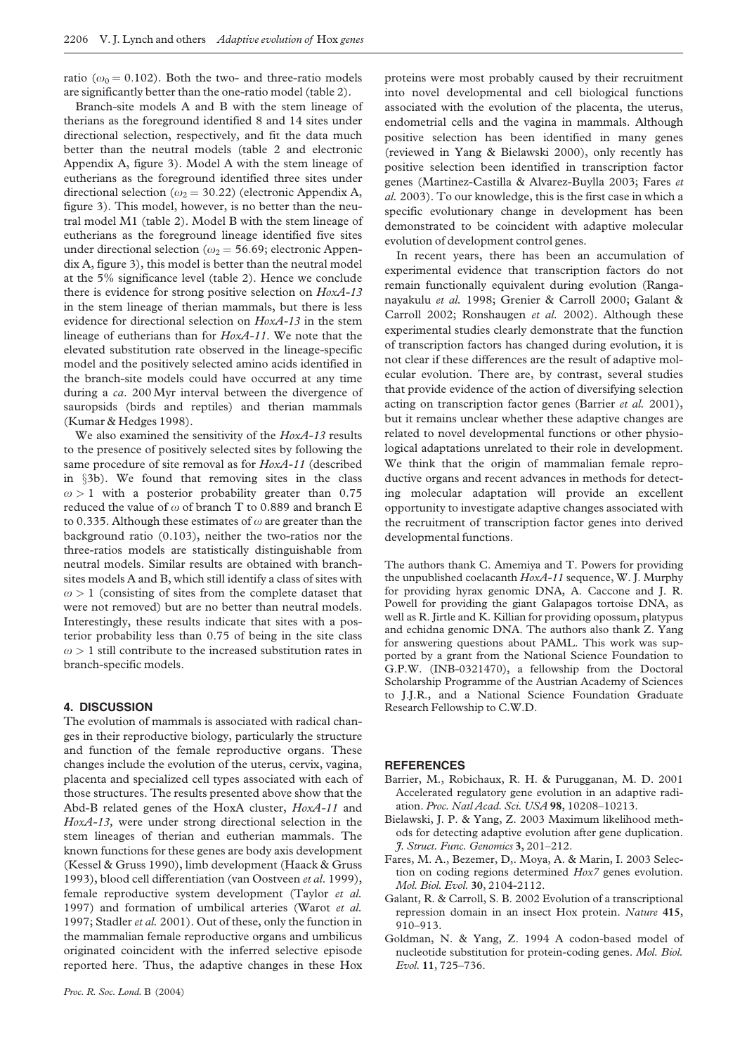ratio ($\omega_0 = 0.102$). Both the two- and three-ratio models are significantly better than the one-ratio model (table 2).

Branch-site models A and B with the stem lineage of therians as the foreground identified 8 and 14 sites under directional selection, respectively, and fit the data much better than the neutral models (table 2 and electronic Appendix A, figure 3). Model A with the stem lineage of eutherians as the foreground identified three sites under directional selection ($\omega_2 = 30.22$) (electronic Appendix A, figure 3). This model, however, is no better than the neutral model M1 (table 2). Model B with the stem lineage of eutherians as the foreground lineage identified five sites under directional selection ($\omega_2 = 56.69$; electronic Appendix A, figure 3), this model is better than the neutral model at the 5% significance level (table 2). Hence we conclude there is evidence for strong positive selection on *HoxA-13* in the stem lineage of therian mammals, but there is less evidence for directional selection on *HoxA-13* in the stem lineage of eutherians than for *HoxA-11*. We note that the elevated substitution rate observed in the lineage-specific model and the positively selected amino acids identified in the branch-site models could have occurred at any time during a *ca*. 200 Myr interval between the divergence of sauropsids (birds and reptiles) and therian mammals (Kumar & Hedges 1998).

We also examined the sensitivity of the *HoxA-13* results to the presence of positively selected sites by following the same procedure of site removal as for *HoxA-11* (described in §3b). We found that removing sites in the class $\omega > 1$ with a posterior probability greater than 0.75 reduced the value of $\omega$ of branch T to 0.889 and branch E to 0.335. Although these estimates of $\omega$ are greater than the background ratio (0.103), neither the two-ratios nor the three-ratios models are statistically distinguishable from neutral models. Similar results are obtained with branch-sites models A and B, which still identify a class of sites with $\omega > 1$ (consisting of sites from the complete dataset that were not removed) but are no better than neutral models. Interestingly, these results indicate that sites with a posterior probability less than 0.75 of being in the site class $\omega > 1$ still contribute to the increased substitution rates in branch-specific models.

## 4. DISCUSSION

The evolution of mammals is associated with radical changes in their reproductive biology, particularly the structure and function of the female reproductive organs. These changes include the evolution of the uterus, cervix, vagina, placenta and specialized cell types associated with each of those structures. The results presented above show that the Abd-B related genes of the HoxA cluster, *HoxA-11* and *HoxA-13*, were under strong directional selection in the stem lineages of therian and eutherian mammals. The known functions for these genes are body axis development (Kessel & Gruss 1990), limb development (Haack & Gruss 1993), blood cell differentiation (van Oostveen *et al*. 1999), female reproductive system development (Taylor *et al.* 1997) and formation of umbilical arteries (Warot *et al.* 1997; Stadler *et al.* 2001). Out of these, only the function in the mammalian female reproductive organs and umbilicus originated coincident with the inferred selective episode reported here. Thus, the adaptive changes in these Hox proteins were most probably caused by their recruitment into novel developmental and cell biological functions associated with the evolution of the placenta, the uterus, endometrial cells and the vagina in mammals. Although positive selection has been identified in many genes (reviewed in Yang & Bielawski 2000), only recently has positive selection been identified in transcription factor genes (Martinez-Castilla & Alvarez-Buylla 2003; Fares *et al.* 2003). To our knowledge, this is the first case in which a specific evolutionary change in development has been demonstrated to be coincident with adaptive molecular evolution of development control genes.

In recent years, there has been an accumulation of experimental evidence that transcription factors do not remain functionally equivalent during evolution (Ranganayakulu *et al.* 1998; Grenier & Carroll 2000; Galant & Carroll 2002; Ronshaugen *et al.* 2002). Although these experimental studies clearly demonstrate that the function of transcription factors has changed during evolution, it is not clear if these differences are the result of adaptive molecular evolution. There are, by contrast, several studies that provide evidence of the action of diversifying selection acting on transcription factor genes (Barrier *et al.* 2001), but it remains unclear whether these adaptive changes are related to novel developmental functions or other physiological adaptations unrelated to their role in development. We think that the origin of mammalian female reproductive organs and recent advances in methods for detecting molecular adaptation will provide an excellent opportunity to investigate adaptive changes associated with the recruitment of transcription factor genes into derived developmental functions.

The authors thank C. Amemiya and T. Powers for providing the unpublished coelacanth *HoxA-11* sequence, W. J. Murphy for providing hyrax genomic DNA, A. Caccone and J. R. Powell for providing the giant Galapagos tortoise DNA, as well as R. Jirtle and K. Killian for providing opossum, platypus and echidna genomic DNA. The authors also thank Z. Yang for answering questions about PAML. This work was supported by a grant from the National Science Foundation to G.P.W. (INB-0321470), a fellowship from the Doctoral Scholarship Programme of the Austrian Academy of Sciences to J.J.R., and a National Science Foundation Graduate Research Fellowship to C.W.D.

## REFERENCES

Barrier, M., Robichaux, R. H. & Purugganan, M. D. 2001 Accelerated regulatory gene evolution in an adaptive radiation. *Proc. Natl Acad. Sci. USA* **98**, 10208–10213.

Bielawski, J. P. & Yang, Z. 2003 Maximum likelihood methods for detecting adaptive evolution after gene duplication. *J. Struct. Func. Genomics* **3**, 201–212.

Fares, M. A., Bezemer, D,. Moya, A. & Marin, I. 2003 Selection on coding regions determined *Hox7* genes evolution. *Mol. Biol. Evol.* **30**, 2104-2112.

Galant, R. & Carroll, S. B. 2002 Evolution of a transcriptional repression domain in an insect Hox protein. *Nature* **415**, 910–913.

Goldman, N. & Yang, Z. 1994 A codon-based model of nucleotide substitution for protein-coding genes. *Mol. Biol. Evol.* **11**, 725–736.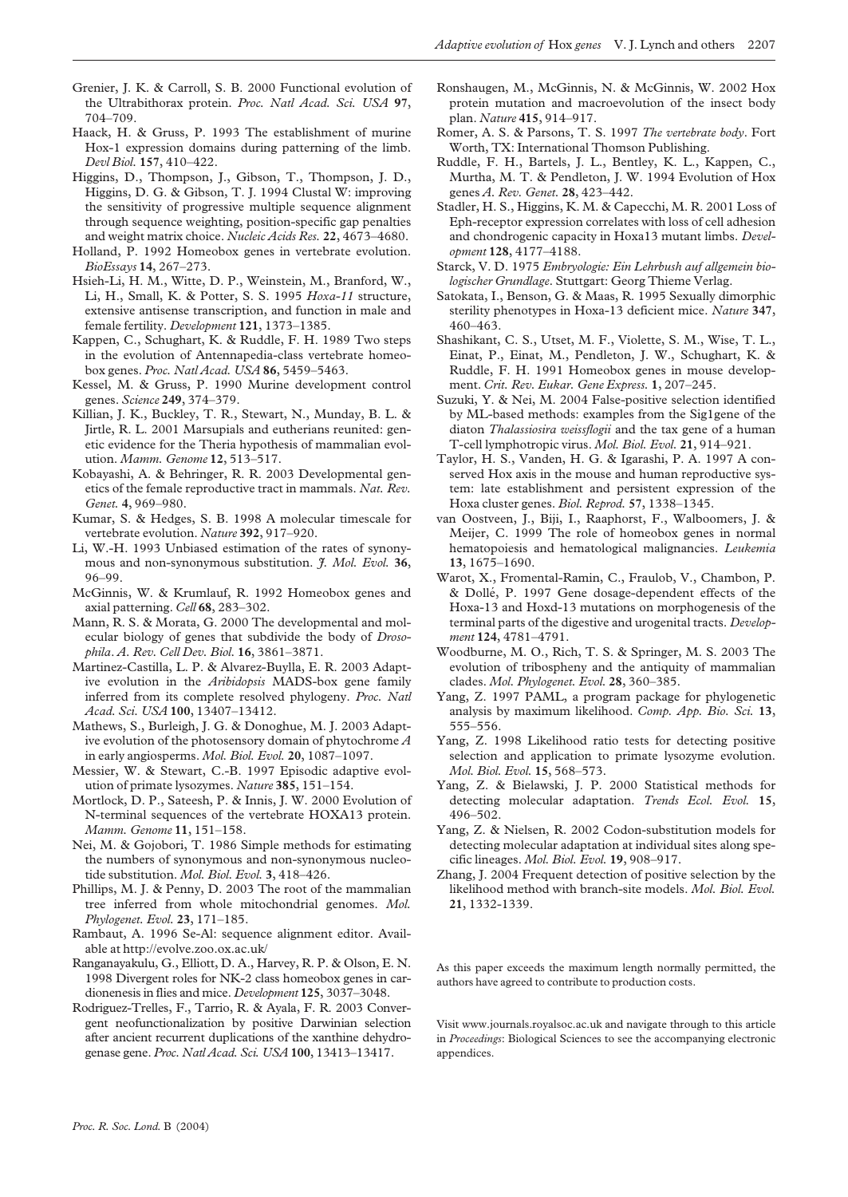Grenier, J. K. & Carroll, S. B. 2000 Functional evolution of the Ultrabithorax protein. *Proc. Natl Acad. Sci. USA* **97**, 704–709.

Haack, H. & Gruss, P. 1993 The establishment of murine Hox-1 expression domains during patterning of the limb. *Devl Biol.* **157**, 410–422.

Higgins, D., Thompson, J., Gibson, T., Thompson, J. D., Higgins, D. G. & Gibson, T. J. 1994 Clustal W: improving the sensitivity of progressive multiple sequence alignment through sequence weighting, position-specific gap penalties and weight matrix choice. *Nucleic Acids Res.* **22**, 4673–4680.

Holland, P. 1992 Homeobox genes in vertebrate evolution. *BioEssays* **14**, 267–273.

Hsieh-Li, H. M., Witte, D. P., Weinstein, M., Branford, W., Li, H., Small, K. & Potter, S. S. 1995 *Hoxa-11* structure, extensive antisense transcription, and function in male and female fertility. *Development* **121**, 1373–1385.

Kappen, C., Schughart, K. & Ruddle, F. H. 1989 Two steps in the evolution of Antennapedia-class vertebrate homeobox genes. *Proc. Natl Acad. USA* **86**, 5459–5463.

Kessel, M. & Gruss, P. 1990 Murine development control genes. *Science* **249**, 374–379.

Killian, J. K., Buckley, T. R., Stewart, N., Munday, B. L. & Jirtle, R. L. 2001 Marsupials and eutherians reunited: genetic evidence for the Theria hypothesis of mammalian evolution. *Mamm. Genome* **12**, 513–517.

Kobayashi, A. & Behringer, R. R. 2003 Developmental genetics of the female reproductive tract in mammals. *Nat. Rev. Genet.* **4**, 969–980.

Kumar, S. & Hedges, S. B. 1998 A molecular timescale for vertebrate evolution. *Nature* **392**, 917–920.

Li, W.-H. 1993 Unbiased estimation of the rates of synonymous and non-synonymous substitution. *J. Mol. Evol.* **36**, 96–99.

McGinnis, W. & Krumlauf, R. 1992 Homeobox genes and axial patterning. *Cell* **68**, 283–302.

Mann, R. S. & Morata, G. 2000 The developmental and molecular biology of genes that subdivide the body of *Drosophila*. *A. Rev. Cell Dev. Biol.* **16**, 3861–3871.

Martinez-Castilla, L. P. & Alvarez-Buylla, E. R. 2003 Adaptive evolution in the *Aribidopsis* MADS-box gene family inferred from its complete resolved phylogeny. *Proc. Natl Acad. Sci. USA* **100**, 13407–13412.

Mathews, S., Burleigh, J. G. & Donoghue, M. J. 2003 Adaptive evolution of the photosensory domain of phytochrome *A* in early angiosperms. *Mol. Biol. Evol.* **20**, 1087–1097.

Messier, W. & Stewart, C.-B. 1997 Episodic adaptive evolution of primate lysozymes. *Nature* **385**, 151–154.

Mortlock, D. P., Sateesh, P. & Innis, J. W. 2000 Evolution of N-terminal sequences of the vertebrate HOXA13 protein. *Mamm. Genome* **11**, 151–158.

Nei, M. & Gojobori, T. 1986 Simple methods for estimating the numbers of synonymous and non-synonymous nucleotide substitution. *Mol. Biol. Evol.* **3**, 418–426.

Phillips, M. J. & Penny, D. 2003 The root of the mammalian tree inferred from whole mitochondrial genomes. *Mol. Phylogenet. Evol.* **23**, 171–185.

Rambaut, A. 1996 Se-Al: sequence alignment editor. Available at http://evolve.zoo.ox.ac.uk/

Ranganayakulu, G., Elliott, D. A., Harvey, R. P. & Olson, E. N. 1998 Divergent roles for NK-2 class homeobox genes in cardionenesis in flies and mice. *Development* **125**, 3037–3048.

Rodriguez-Trelles, F., Tarrio, R. & Ayala, F. R. 2003 Convergent neofunctionalization by positive Darwinian selection after ancient recurrent duplications of the xanthine dehydrogenase gene. *Proc. Natl Acad. Sci. USA* **100**, 13413–13417.

Ronshaugen, M., McGinnis, N. & McGinnis, W. 2002 Hox protein mutation and macroevolution of the insect body plan. *Nature* **415**, 914–917.

Romer, A. S. & Parsons, T. S. 1997 *The vertebrate body*. Fort Worth, TX: International Thomson Publishing.

Ruddle, F. H., Bartels, J. L., Bentley, K. L., Kappen, C., Murtha, M. T. & Pendleton, J. W. 1994 Evolution of Hox genes *A. Rev. Genet.* **28**, 423–442.

Stadler, H. S., Higgins, K. M. & Capecchi, M. R. 2001 Loss of Eph-receptor expression correlates with loss of cell adhesion and chondrogenic capacity in Hoxa13 mutant limbs. *Development* **128**, 4177–4188.

Starck, V. D. 1975 *Embryologie: Ein Lehrbush auf allgemein biologischer Grundlage*. Stuttgart: Georg Thieme Verlag.

Satokata, I., Benson, G. & Maas, R. 1995 Sexually dimorphic sterility phenotypes in Hoxa-13 deficient mice. *Nature* **347**, 460–463.

Shashikant, C. S., Utset, M. F., Violette, S. M., Wise, T. L., Einat, P., Einat, M., Pendleton, J. W., Schughart, K. & Ruddle, F. H. 1991 Homeobox genes in mouse development. *Crit. Rev. Eukar. Gene Express.* **1**, 207–245.

Suzuki, Y. & Nei, M. 2004 False-positive selection identified by ML-based methods: examples from the Sig1gene of the diaton *Thalassiosira weissflogii* and the tax gene of a human T-cell lymphotropic virus. *Mol. Biol. Evol.* **21**, 914–921.

Taylor, H. S., Vanden, H. G. & Igarashi, P. A. 1997 A conserved Hox axis in the mouse and human reproductive system: late establishment and persistent expression of the Hoxa cluster genes. *Biol. Reprod.* **57**, 1338–1345.

van Oostveen, J., Biji, I., Raaphorst, F., Walboomers, J. & Meijer, C. 1999 The role of homeobox genes in normal hematopoiesis and hematological malignancies. *Leukemia* **13**, 1675–1690.

Warot, X., Fromental-Ramin, C., Fraulob, V., Chambon, P. & Dollé, P. 1997 Gene dosage-dependent effects of the Hoxa-13 and Hoxd-13 mutations on morphogenesis of the terminal parts of the digestive and urogenital tracts. *Development* **124**, 4781–4791.

Woodburne, M. O., Rich, T. S. & Springer, M. S. 2003 The evolution of tribospheny and the antiquity of mammalian clades. *Mol. Phylogenet. Evol.* **28**, 360–385.

Yang, Z. 1997 PAML, a program package for phylogenetic analysis by maximum likelihood. *Comp. App. Bio. Sci.* **13**, 555–556.

Yang, Z. 1998 Likelihood ratio tests for detecting positive selection and application to primate lysozyme evolution. *Mol. Biol. Evol.* **15**, 568–573.

Yang, Z. & Bielawski, J. P. 2000 Statistical methods for detecting molecular adaptation. *Trends Ecol. Evol.* **15**, 496–502.

Yang, Z. & Nielsen, R. 2002 Codon-substitution models for detecting molecular adaptation at individual sites along specific lineages. *Mol. Biol. Evol.* **19**, 908–917.

Zhang, J. 2004 Frequent detection of positive selection by the likelihood method with branch-site models. *Mol. Biol. Evol.* **21**, 1332-1339.

As this paper exceeds the maximum length normally permitted, the authors have agreed to contribute to production costs.

Visit www.journals.royalsoc.ac.uk and navigate through to this article in *Proceedings*: Biological Sciences to see the accompanying electronic appendices.